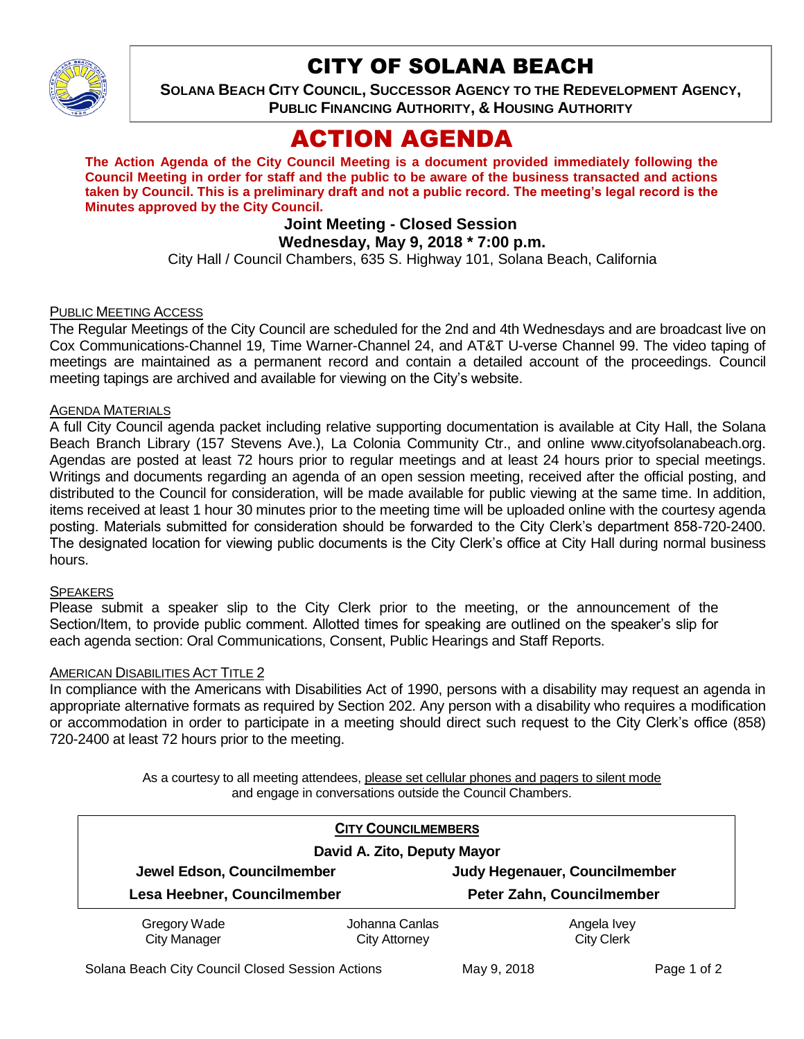# CITY OF SOLANA BEACH

**SOLANA BEACH CITY COUNCIL, SUCCESSOR AGENCY TO THE REDEVELOPMENT AGENCY, PUBLIC FINANCING AUTHORITY, & HOUSING AUTHORITY**

# ACTION AGENDA

**The Action Agenda of the City Council Meeting is a document provided immediately following the Council Meeting in order for staff and the public to be aware of the business transacted and actions taken by Council. This is a preliminary draft and not a public record. The meeting's legal record is the Minutes approved by the City Council.**

**Joint Meeting - Closed Session**
**Wednesday, May 9, 2018 * 7:00 p.m.**

City Hall / Council Chambers, 635 S. Highway 101, Solana Beach, California

PUBLIC MEETING ACCESS

The Regular Meetings of the City Council are scheduled for the 2nd and 4th Wednesdays and are broadcast live on Cox Communications-Channel 19, Time Warner-Channel 24, and AT&T U-verse Channel 99. The video taping of meetings are maintained as a permanent record and contain a detailed account of the proceedings. Council meeting tapings are archived and available for viewing on the City's website.

AGENDA MATERIALS

A full City Council agenda packet including relative supporting documentation is available at City Hall, the Solana Beach Branch Library (157 Stevens Ave.), La Colonia Community Ctr., and online www.cityofsolanabeach.org. Agendas are posted at least 72 hours prior to regular meetings and at least 24 hours prior to special meetings. Writings and documents regarding an agenda of an open session meeting, received after the official posting, and distributed to the Council for consideration, will be made available for public viewing at the same time. In addition, items received at least 1 hour 30 minutes prior to the meeting time will be uploaded online with the courtesy agenda posting. Materials submitted for consideration should be forwarded to the City Clerk's department 858-720-2400. The designated location for viewing public documents is the City Clerk's office at City Hall during normal business hours.

SPEAKERS

Please submit a speaker slip to the City Clerk prior to the meeting, or the announcement of the Section/Item, to provide public comment. Allotted times for speaking are outlined on the speaker's slip for each agenda section: Oral Communications, Consent, Public Hearings and Staff Reports.

AMERICAN DISABILITIES ACT TITLE 2

In compliance with the Americans with Disabilities Act of 1990, persons with a disability may request an agenda in appropriate alternative formats as required by Section 202. Any person with a disability who requires a modification or accommodation in order to participate in a meeting should direct such request to the City Clerk's office (858) 720-2400 at least 72 hours prior to the meeting.

As a courtesy to all meeting attendees, please set cellular phones and pagers to silent mode and engage in conversations outside the Council Chambers.

**CITY COUNCILMEMBERS**

**David A. Zito, Deputy Mayor**

| | |
|---|---|
| **Jewel Edson, Councilmember** | **Judy Hegenauer, Councilmember** |
| **Lesa Heebner, Councilmember** | **Peter Zahn, Councilmember** |

| | | |
|---|---|---|
| Gregory Wade<br>City Manager | Johanna Canlas<br>City Attorney | Angela Ivey<br>City Clerk |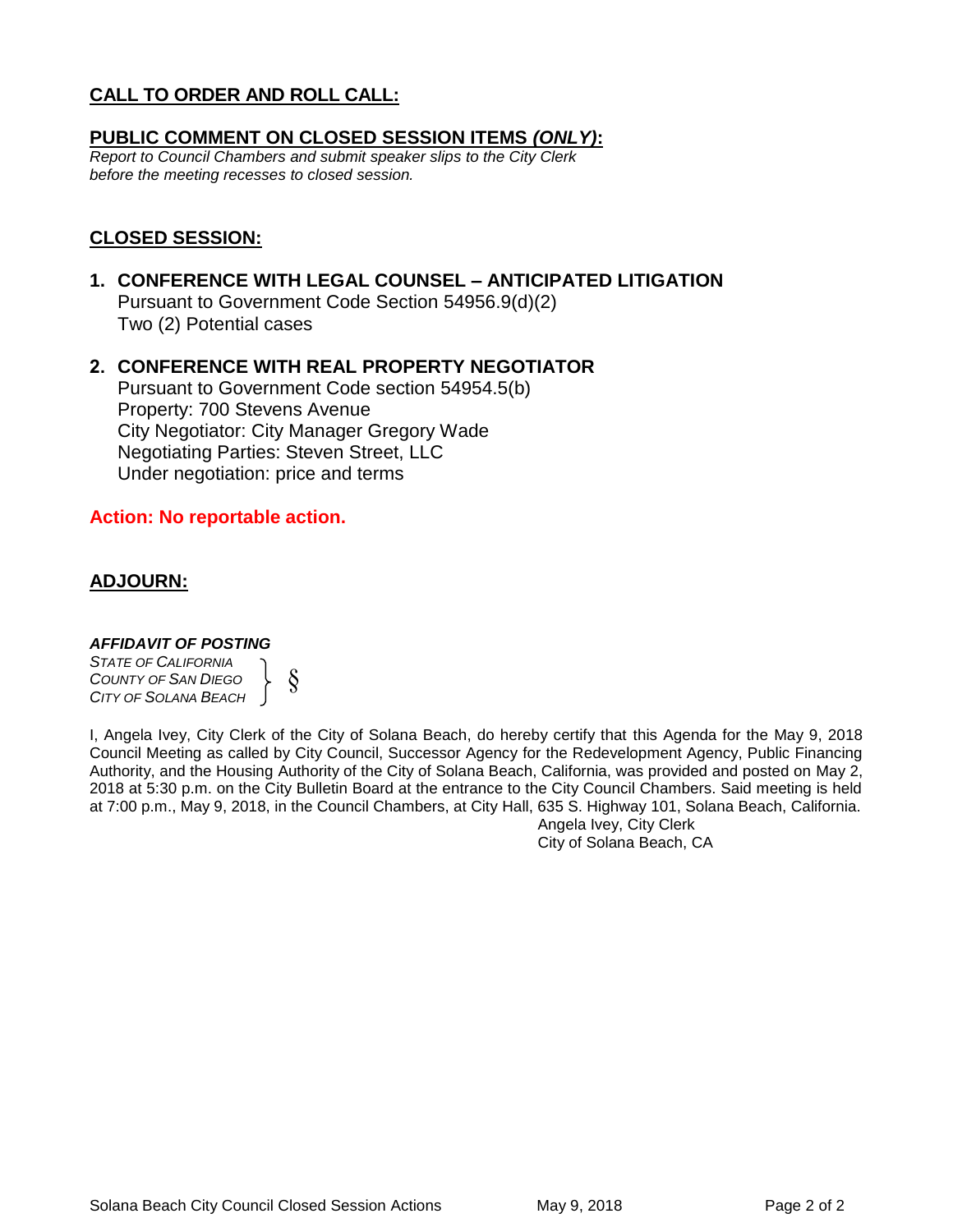## CALL TO ORDER AND ROLL CALL:

## PUBLIC COMMENT ON CLOSED SESSION ITEMS *(ONLY)*:

*Report to Council Chambers and submit speaker slips to the City Clerk before the meeting recesses to closed session.*

## CLOSED SESSION:

**1. CONFERENCE WITH LEGAL COUNSEL – ANTICIPATED LITIGATION**
Pursuant to Government Code Section 54956.9(d)(2)
Two (2) Potential cases

**2. CONFERENCE WITH REAL PROPERTY NEGOTIATOR**
Pursuant to Government Code section 54954.5(b)
Property: 700 Stevens Avenue
City Negotiator: City Manager Gregory Wade
Negotiating Parties: Steven Street, LLC
Under negotiation: price and terms

**Action: No reportable action.**

## ADJOURN:

***AFFIDAVIT OF POSTING***

*STATE OF CALIFORNIA*
*COUNTY OF SAN DIEGO* } §
*CITY OF SOLANA BEACH*

I, Angela Ivey, City Clerk of the City of Solana Beach, do hereby certify that this Agenda for the May 9, 2018 Council Meeting as called by City Council, Successor Agency for the Redevelopment Agency, Public Financing Authority, and the Housing Authority of the City of Solana Beach, California, was provided and posted on May 2, 2018 at 5:30 p.m. on the City Bulletin Board at the entrance to the City Council Chambers. Said meeting is held at 7:00 p.m., May 9, 2018, in the Council Chambers, at City Hall, 635 S. Highway 101, Solana Beach, California.

Angela Ivey, City Clerk
City of Solana Beach, CA